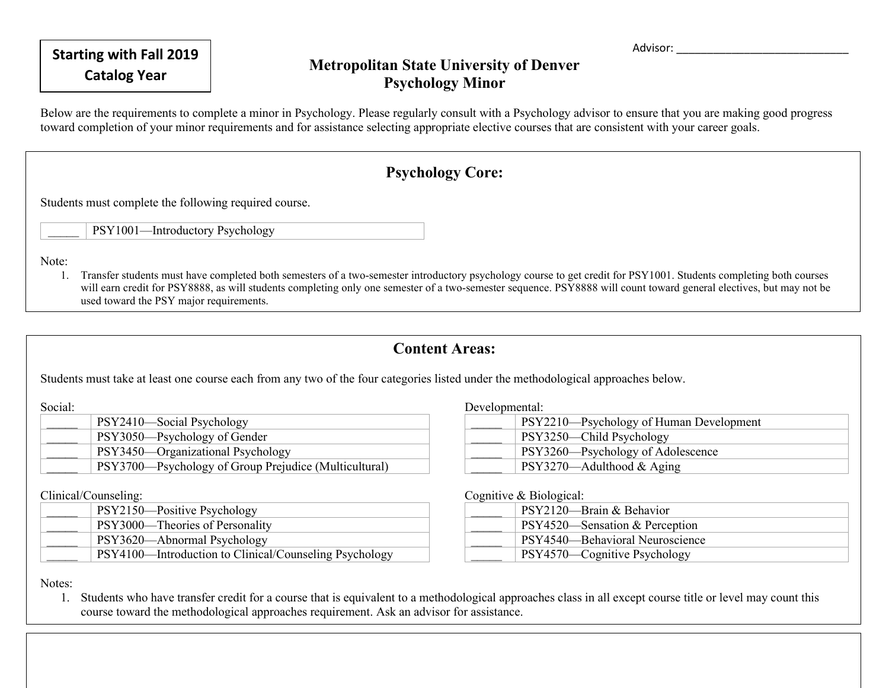**Starting with Fall 2019 Catalog Year**

Advisor: ____________________________

# Metropolitan State University of Denver
## Psychology Minor

Below are the requirements to complete a minor in Psychology. Please regularly consult with a Psychology advisor to ensure that you are making good progress toward completion of your minor requirements and for assistance selecting appropriate elective courses that are consistent with your career goals.

## Psychology Core:

Students must complete the following required course.

| | |
|---|---|
| _____ | PSY1001—Introductory Psychology |

Note:

1. Transfer students must have completed both semesters of a two-semester introductory psychology course to get credit for PSY1001. Students completing both courses will earn credit for PSY8888, as will students completing only one semester of a two-semester sequence. PSY8888 will count toward general electives, but may not be used toward the PSY major requirements.

## Content Areas:

Students must take at least one course each from any two of the four categories listed under the methodological approaches below.

Social:

| | |
|---|---|
| _____ | PSY2410—Social Psychology |
| _____ | PSY3050—Psychology of Gender |
| _____ | PSY3450—Organizational Psychology |
| _____ | PSY3700—Psychology of Group Prejudice (Multicultural) |

Developmental:

| | |
|---|---|
| _____ | PSY2210—Psychology of Human Development |
| _____ | PSY3250—Child Psychology |
| _____ | PSY3260—Psychology of Adolescence |
| _____ | PSY3270—Adulthood & Aging |

Clinical/Counseling:

| | |
|---|---|
| _____ | PSY2150—Positive Psychology |
| _____ | PSY3000—Theories of Personality |
| _____ | PSY3620—Abnormal Psychology |
| _____ | PSY4100—Introduction to Clinical/Counseling Psychology |

Cognitive & Biological:

| | |
|---|---|
| _____ | PSY2120—Brain & Behavior |
| _____ | PSY4520—Sensation & Perception |
| _____ | PSY4540—Behavioral Neuroscience |
| _____ | PSY4570—Cognitive Psychology |

Notes:

1. Students who have transfer credit for a course that is equivalent to a methodological approaches class in all except course title or level may count this course toward the methodological approaches requirement. Ask an advisor for assistance.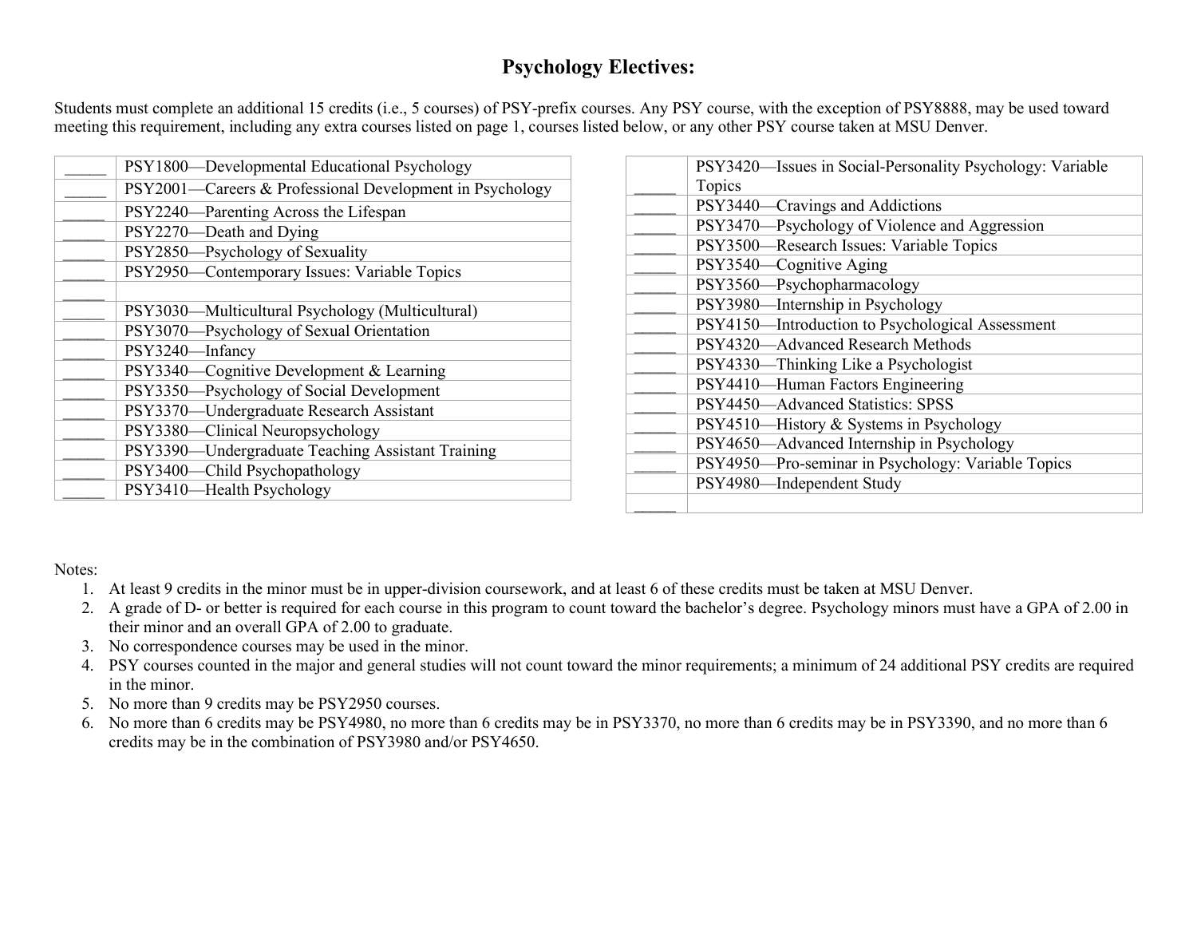# Psychology Electives:

Students must complete an additional 15 credits (i.e., 5 courses) of PSY-prefix courses. Any PSY course, with the exception of PSY8888, may be used toward meeting this requirement, including any extra courses listed on page 1, courses listed below, or any other PSY course taken at MSU Denver.

| | |
|---|---|
| _____ | PSY1800—Developmental Educational Psychology |
| _____ | PSY2001—Careers & Professional Development in Psychology |
| _____ | PSY2240—Parenting Across the Lifespan |
| _____ | PSY2270—Death and Dying |
| _____ | PSY2850—Psychology of Sexuality |
| _____ | PSY2950—Contemporary Issues: Variable Topics |
| _____ | |
| _____ | PSY3030—Multicultural Psychology (Multicultural) |
| _____ | PSY3070—Psychology of Sexual Orientation |
| _____ | PSY3240—Infancy |
| _____ | PSY3340—Cognitive Development & Learning |
| _____ | PSY3350—Psychology of Social Development |
| _____ | PSY3370—Undergraduate Research Assistant |
| _____ | PSY3380—Clinical Neuropsychology |
| _____ | PSY3390—Undergraduate Teaching Assistant Training |
| _____ | PSY3400—Child Psychopathology |
| _____ | PSY3410—Health Psychology |

| | |
|---|---|
| _____ | PSY3420—Issues in Social-Personality Psychology: Variable Topics |
| _____ | PSY3440—Cravings and Addictions |
| _____ | PSY3470—Psychology of Violence and Aggression |
| _____ | PSY3500—Research Issues: Variable Topics |
| _____ | PSY3540—Cognitive Aging |
| _____ | PSY3560—Psychopharmacology |
| _____ | PSY3980—Internship in Psychology |
| _____ | PSY4150—Introduction to Psychological Assessment |
| _____ | PSY4320—Advanced Research Methods |
| _____ | PSY4330—Thinking Like a Psychologist |
| _____ | PSY4410—Human Factors Engineering |
| _____ | PSY4450—Advanced Statistics: SPSS |
| _____ | PSY4510—History & Systems in Psychology |
| _____ | PSY4650—Advanced Internship in Psychology |
| _____ | PSY4950—Pro-seminar in Psychology: Variable Topics |
| | PSY4980—Independent Study |
| _____ | |

Notes:

1. At least 9 credits in the minor must be in upper-division coursework, and at least 6 of these credits must be taken at MSU Denver.
2. A grade of D- or better is required for each course in this program to count toward the bachelor's degree. Psychology minors must have a GPA of 2.00 in their minor and an overall GPA of 2.00 to graduate.
3. No correspondence courses may be used in the minor.
4. PSY courses counted in the major and general studies will not count toward the minor requirements; a minimum of 24 additional PSY credits are required in the minor.
5. No more than 9 credits may be PSY2950 courses.
6. No more than 6 credits may be PSY4980, no more than 6 credits may be in PSY3370, no more than 6 credits may be in PSY3390, and no more than 6 credits may be in the combination of PSY3980 and/or PSY4650.